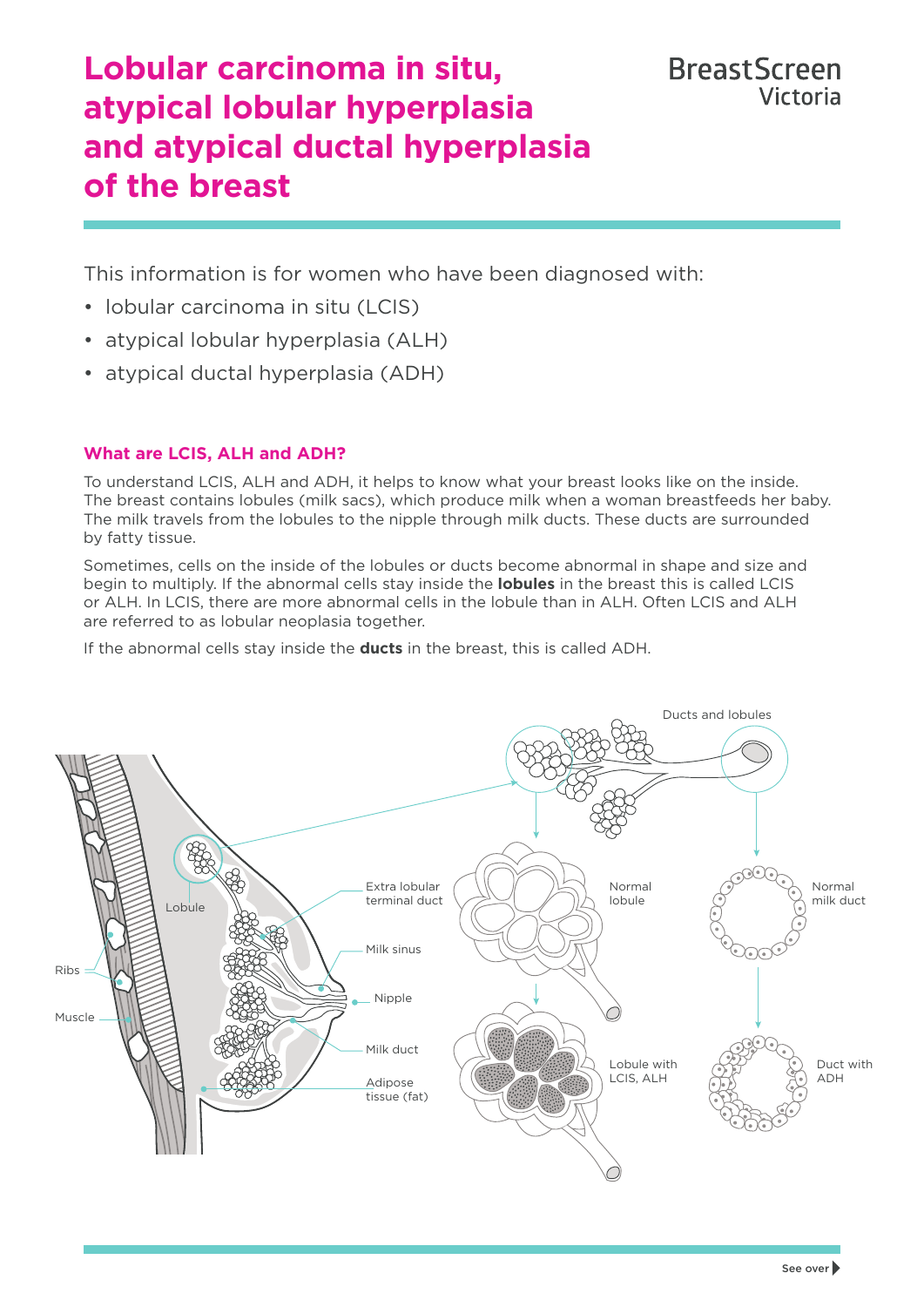# Lobular carcinoma in situ, atypical lobular hyperplasia and atypical ductal hyperplasia of the breast

BreastScreen Victoria

This information is for women who have been diagnosed with:

- lobular carcinoma in situ (LCIS)
- atypical lobular hyperplasia (ALH)
- atypical ductal hyperplasia (ADH)

### What are LCIS, ALH and ADH?

To understand LCIS, ALH and ADH, it helps to know what your breast looks like on the inside. The breast contains lobules (milk sacs), which produce milk when a woman breastfeeds her baby. The milk travels from the lobules to the nipple through milk ducts. These ducts are surrounded by fatty tissue.

Sometimes, cells on the inside of the lobules or ducts become abnormal in shape and size and begin to multiply. If the abnormal cells stay inside the **lobules** in the breast this is called LCIS or ALH. In LCIS, there are more abnormal cells in the lobule than in ALH. Often LCIS and ALH are referred to as lobular neoplasia together.

If the abnormal cells stay inside the **ducts** in the breast, this is called ADH.

Ducts and lobules

Lobule

Ribs

Muscle

Extra lobular terminal duct

Milk sinus

Nipple

Milk duct

Adipose tissue (fat)

Normal lobule

Normal milk duct

Lobule with LCIS, ALH

Duct with ADH

See over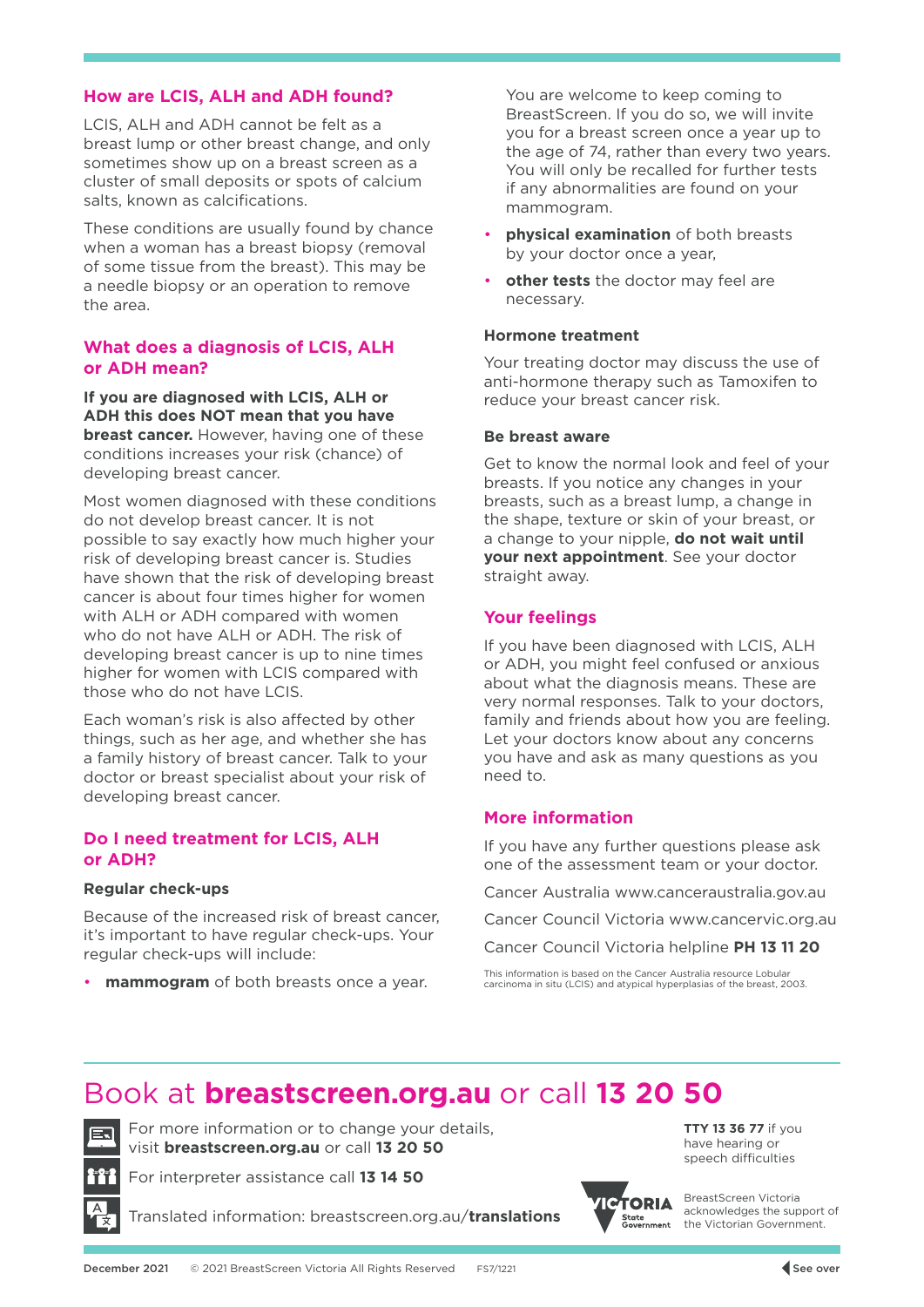## How are LCIS, ALH and ADH found?

LCIS, ALH and ADH cannot be felt as a breast lump or other breast change, and only sometimes show up on a breast screen as a cluster of small deposits or spots of calcium salts, known as calcifications.

These conditions are usually found by chance when a woman has a breast biopsy (removal of some tissue from the breast). This may be a needle biopsy or an operation to remove the area.

## What does a diagnosis of LCIS, ALH or ADH mean?

**If you are diagnosed with LCIS, ALH or ADH this does NOT mean that you have breast cancer.** However, having one of these conditions increases your risk (chance) of developing breast cancer.

Most women diagnosed with these conditions do not develop breast cancer. It is not possible to say exactly how much higher your risk of developing breast cancer is. Studies have shown that the risk of developing breast cancer is about four times higher for women with ALH or ADH compared with women who do not have ALH or ADH. The risk of developing breast cancer is up to nine times higher for women with LCIS compared with those who do not have LCIS.

Each woman's risk is also affected by other things, such as her age, and whether she has a family history of breast cancer. Talk to your doctor or breast specialist about your risk of developing breast cancer.

## Do I need treatment for LCIS, ALH or ADH?

### Regular check-ups

Because of the increased risk of breast cancer, it's important to have regular check-ups. Your regular check-ups will include:

- **mammogram** of both breasts once a year.

  You are welcome to keep coming to BreastScreen. If you do so, we will invite you for a breast screen once a year up to the age of 74, rather than every two years. You will only be recalled for further tests if any abnormalities are found on your mammogram.
- **physical examination** of both breasts by your doctor once a year,
- **other tests** the doctor may feel are necessary.

### Hormone treatment

Your treating doctor may discuss the use of anti-hormone therapy such as Tamoxifen to reduce your breast cancer risk.

### Be breast aware

Get to know the normal look and feel of your breasts. If you notice any changes in your breasts, such as a breast lump, a change in the shape, texture or skin of your breast, or a change to your nipple, **do not wait until your next appointment**. See your doctor straight away.

## Your feelings

If you have been diagnosed with LCIS, ALH or ADH, you might feel confused or anxious about what the diagnosis means. These are very normal responses. Talk to your doctors, family and friends about how you are feeling. Let your doctors know about any concerns you have and ask as many questions as you need to.

## More information

If you have any further questions please ask one of the assessment team or your doctor.

Cancer Australia www.canceraustralia.gov.au

Cancer Council Victoria www.cancervic.org.au

Cancer Council Victoria helpline **PH 13 11 20**

This information is based on the Cancer Australia resource Lobular carcinoma in situ (LCIS) and atypical hyperplasias of the breast, 2003.

# Book at **breastscreen.org.au** or call **13 20 50**

For more information or to change your details, visit **breastscreen.org.au** or call **13 20 50**

For interpreter assistance call **13 14 50**

Translated information: breastscreen.org.au/**translations**

**TTY 13 36 77** if you have hearing or speech difficulties

BreastScreen Victoria acknowledges the support of the Victorian Government.

December 2021 © 2021 BreastScreen Victoria All Rights Reserved FS7/1221

See over